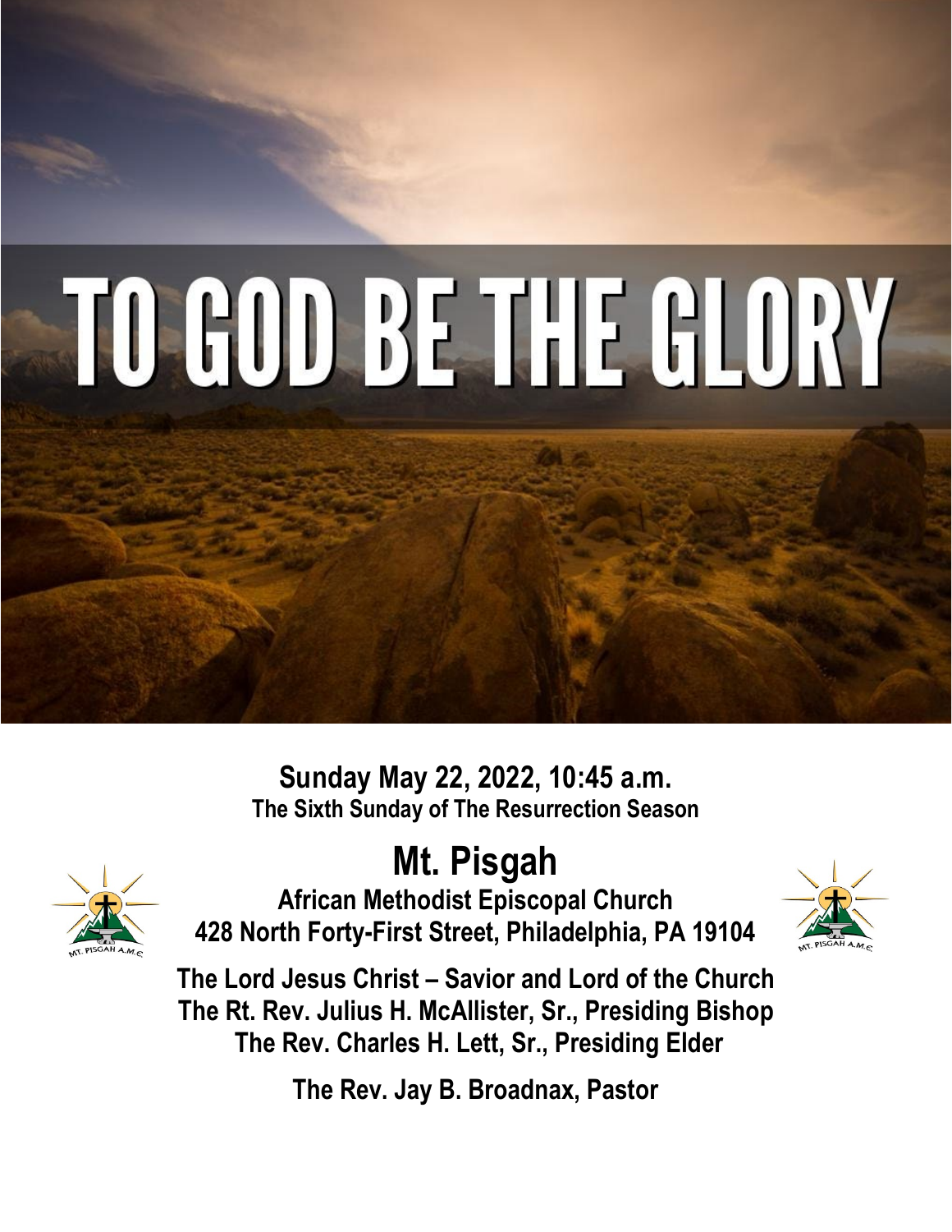# TO GOD BE THE GLORY

**Sunday May 22, 2022, 10:45 a.m.**
**The Sixth Sunday of The Resurrection Season**

## Mt. Pisgah

**African Methodist Episcopal Church**
**428 North Forty-First Street, Philadelphia, PA 19104**

**The Lord Jesus Christ – Savior and Lord of the Church**
**The Rt. Rev. Julius H. McAllister, Sr., Presiding Bishop**
**The Rev. Charles H. Lett, Sr., Presiding Elder**

**The Rev. Jay B. Broadnax, Pastor**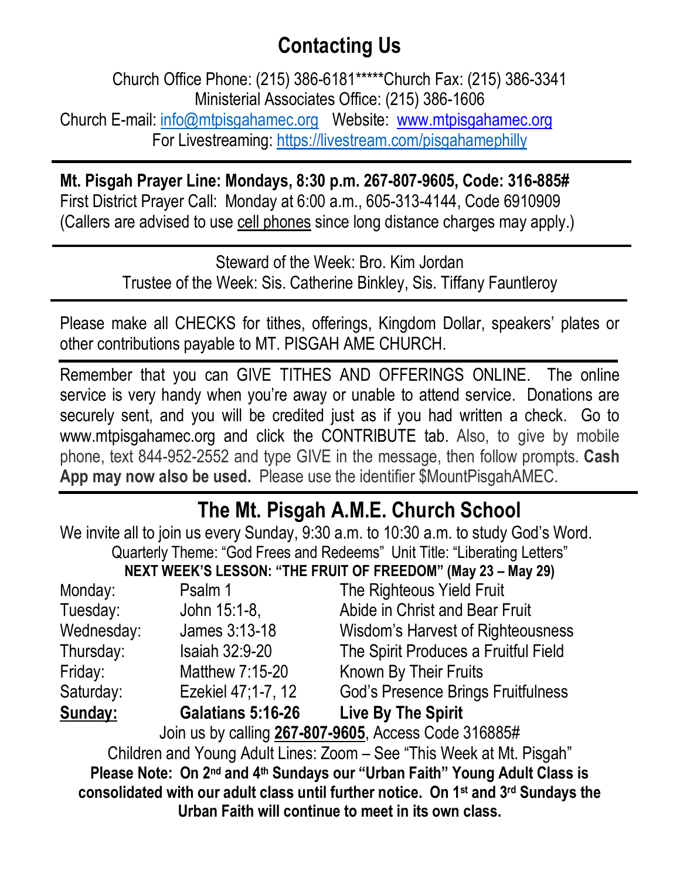## Contacting Us

Church Office Phone: (215) 386-6181*****Church Fax: (215) 386-3341
Ministerial Associates Office: (215) 386-1606
Church E-mail: info@mtpisgahamec.org   Website: www.mtpisgahamec.org
For Livestreaming: https://livestream.com/pisgahamephilly

---

**Mt. Pisgah Prayer Line: Mondays, 8:30 p.m. 267-807-9605, Code: 316-885#**
First District Prayer Call: Monday at 6:00 a.m., 605-313-4144, Code 6910909
(Callers are advised to use cell phones since long distance charges may apply.)

---

Steward of the Week: Bro. Kim Jordan
Trustee of the Week: Sis. Catherine Binkley, Sis. Tiffany Fauntleroy

---

Please make all CHECKS for tithes, offerings, Kingdom Dollar, speakers' plates or other contributions payable to MT. PISGAH AME CHURCH.

---

Remember that you can GIVE TITHES AND OFFERINGS ONLINE. The online service is very handy when you're away or unable to attend service. Donations are securely sent, and you will be credited just as if you had written a check. Go to www.mtpisgahamec.org and click the CONTRIBUTE tab. Also, to give by mobile phone, text 844-952-2552 and type GIVE in the message, then follow prompts. **Cash App may now also be used.** Please use the identifier $MountPisgahAMEC.

---

## The Mt. Pisgah A.M.E. Church School

We invite all to join us every Sunday, 9:30 a.m. to 10:30 a.m. to study God's Word.
Quarterly Theme: "God Frees and Redeems" Unit Title: "Liberating Letters"

**NEXT WEEK'S LESSON: "THE FRUIT OF FREEDOM" (May 23 – May 29)**

| | | |
|---|---|---|
| Monday: | Psalm 1 | The Righteous Yield Fruit |
| Tuesday: | John 15:1-8, | Abide in Christ and Bear Fruit |
| Wednesday: | James 3:13-18 | Wisdom's Harvest of Righteousness |
| Thursday: | Isaiah 32:9-20 | The Spirit Produces a Fruitful Field |
| Friday: | Matthew 7:15-20 | Known By Their Fruits |
| Saturday: | Ezekiel 47;1-7, 12 | God's Presence Brings Fruitfulness |
| **Sunday:** | **Galatians 5:16-26** | **Live By The Spirit** |

Join us by calling **267-807-9605**, Access Code 316885#
Children and Young Adult Lines: Zoom – See "This Week at Mt. Pisgah"

**Please Note: On 2nd and 4th Sundays our "Urban Faith" Young Adult Class is consolidated with our adult class until further notice. On 1st and 3rd Sundays the Urban Faith will continue to meet in its own class.**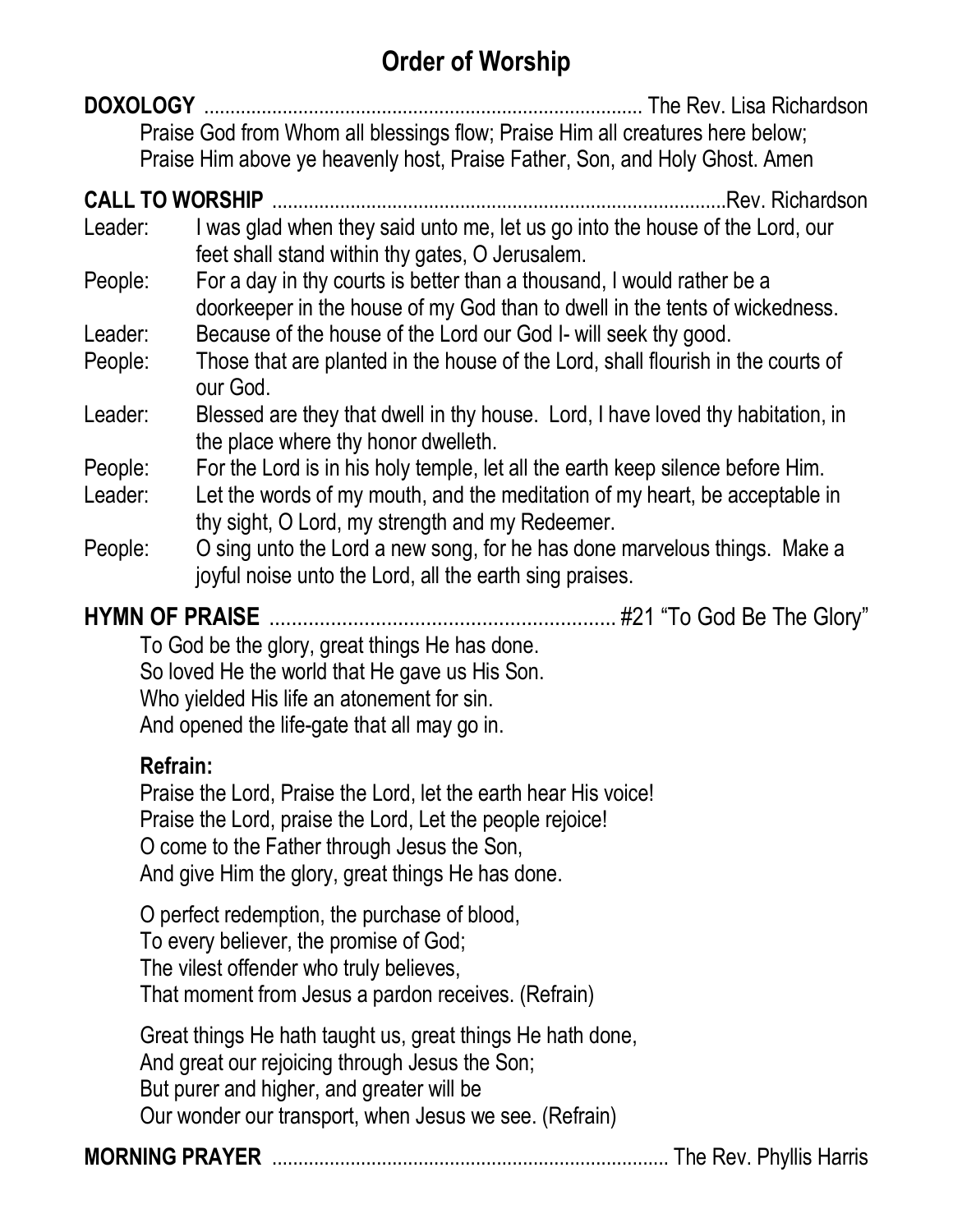# Order of Worship

**DOXOLOGY** .................................................................................. The Rev. Lisa Richardson

Praise God from Whom all blessings flow; Praise Him all creatures here below;
Praise Him above ye heavenly host, Praise Father, Son, and Holy Ghost. Amen

**CALL TO WORSHIP** ......................................................................................Rev. Richardson

Leader: I was glad when they said unto me, let us go into the house of the Lord, our feet shall stand within thy gates, O Jerusalem.

People: For a day in thy courts is better than a thousand, I would rather be a doorkeeper in the house of my God than to dwell in the tents of wickedness.

Leader: Because of the house of the Lord our God I- will seek thy good.

People: Those that are planted in the house of the Lord, shall flourish in the courts of our God.

Leader: Blessed are they that dwell in thy house. Lord, I have loved thy habitation, in the place where thy honor dwelleth.

People: For the Lord is in his holy temple, let all the earth keep silence before Him.

Leader: Let the words of my mouth, and the meditation of my heart, be acceptable in thy sight, O Lord, my strength and my Redeemer.

People: O sing unto the Lord a new song, for he has done marvelous things. Make a joyful noise unto the Lord, all the earth sing praises.

**HYMN OF PRAISE** ............................................................... #21 "To God Be The Glory"

To God be the glory, great things He has done.
So loved He the world that He gave us His Son.
Who yielded His life an atonement for sin.
And opened the life-gate that all may go in.

**Refrain:**

Praise the Lord, Praise the Lord, let the earth hear His voice!
Praise the Lord, praise the Lord, Let the people rejoice!
O come to the Father through Jesus the Son,
And give Him the glory, great things He has done.

O perfect redemption, the purchase of blood,
To every believer, the promise of God;
The vilest offender who truly believes,
That moment from Jesus a pardon receives. (Refrain)

Great things He hath taught us, great things He hath done,
And great our rejoicing through Jesus the Son;
But purer and higher, and greater will be
Our wonder our transport, when Jesus we see. (Refrain)

**MORNING PRAYER** ........................................................................... The Rev. Phyllis Harris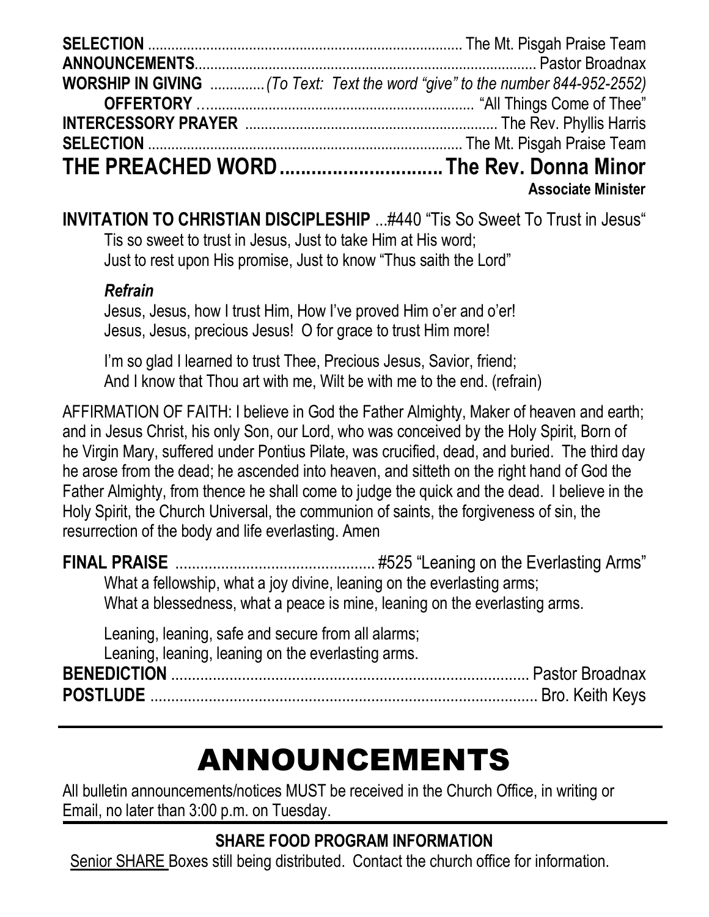**SELECTION** ................................................................................ The Mt. Pisgah Praise Team
**ANNOUNCEMENTS**....................................................................................... Pastor Broadnax
**WORSHIP IN GIVING** .............*(To Text: Text the word "give" to the number 844-952-2552)*
**OFFERTORY** ….................................................................... "All Things Come of Thee"
**INTERCESSORY PRAYER** ................................................................. The Rev. Phyllis Harris
**SELECTION** ................................................................................ The Mt. Pisgah Praise Team

## THE PREACHED WORD..............................The Rev. Donna Minor

**Associate Minister**

**INVITATION TO CHRISTIAN DISCIPLESHIP** ...#440 "Tis So Sweet To Trust in Jesus"

Tis so sweet to trust in Jesus, Just to take Him at His word;
Just to rest upon His promise, Just to know "Thus saith the Lord"

***Refrain***

Jesus, Jesus, how I trust Him, How I've proved Him o'er and o'er!
Jesus, Jesus, precious Jesus! O for grace to trust Him more!

I'm so glad I learned to trust Thee, Precious Jesus, Savior, friend;
And I know that Thou art with me, Wilt be with me to the end. (refrain)

AFFIRMATION OF FAITH: I believe in God the Father Almighty, Maker of heaven and earth; and in Jesus Christ, his only Son, our Lord, who was conceived by the Holy Spirit, Born of he Virgin Mary, suffered under Pontius Pilate, was crucified, dead, and buried. The third day he arose from the dead; he ascended into heaven, and sitteth on the right hand of God the Father Almighty, from thence he shall come to judge the quick and the dead. I believe in the Holy Spirit, the Church Universal, the communion of saints, the forgiveness of sin, the resurrection of the body and life everlasting. Amen

**FINAL PRAISE** ................................................#525 "Leaning on the Everlasting Arms"

What a fellowship, what a joy divine, leaning on the everlasting arms;
What a blessedness, what a peace is mine, leaning on the everlasting arms.

Leaning, leaning, safe and secure from all alarms;
Leaning, leaning, leaning on the everlasting arms.

**BENEDICTION** ....................................................................................... Pastor Broadnax
**POSTLUDE** ............................................................................................ Bro. Keith Keys

---

# ANNOUNCEMENTS

All bulletin announcements/notices MUST be received in the Church Office, in writing or Email, no later than 3:00 p.m. on Tuesday.

---

### SHARE FOOD PROGRAM INFORMATION

Senior SHARE Boxes still being distributed. Contact the church office for information.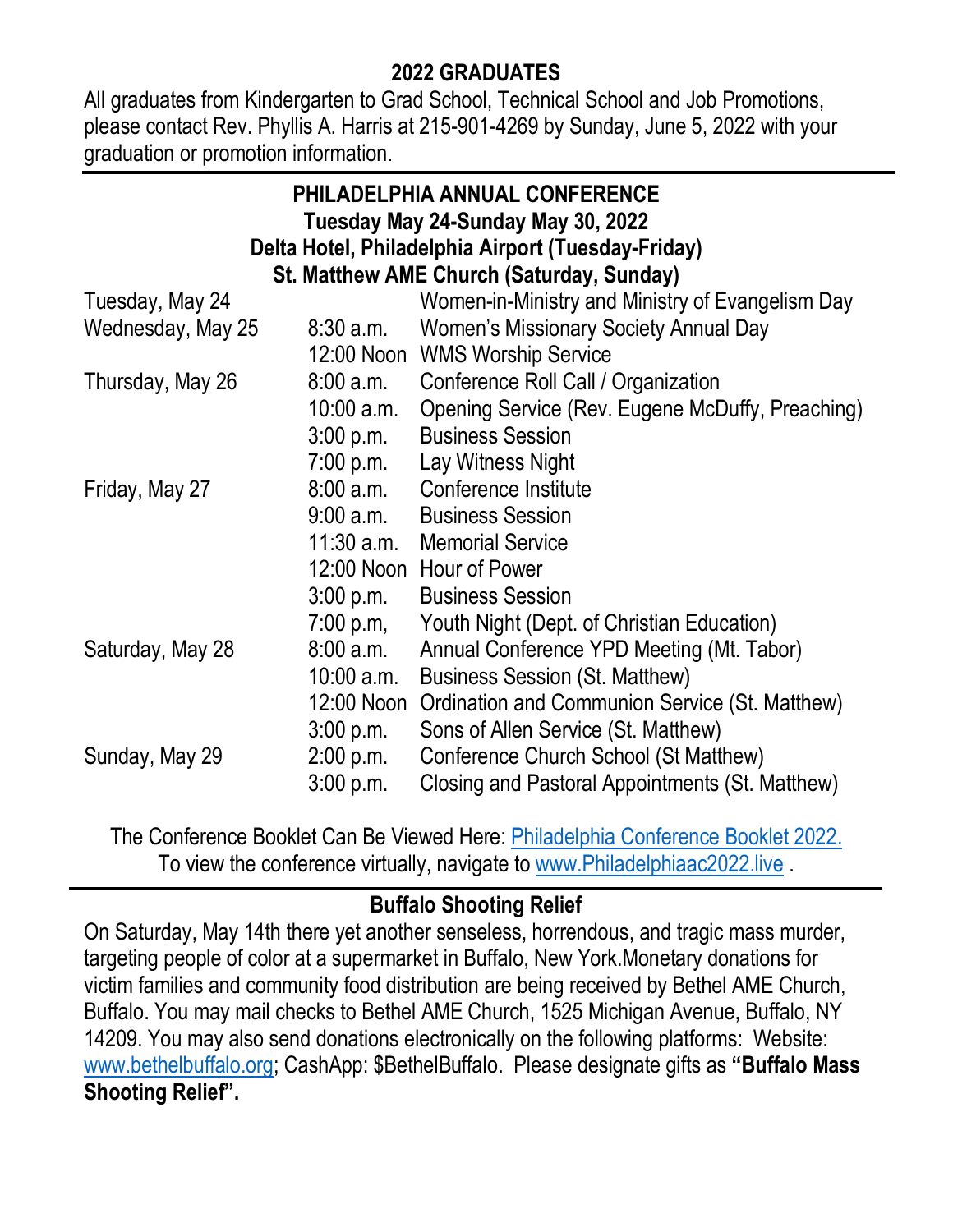## 2022 GRADUATES

All graduates from Kindergarten to Grad School, Technical School and Job Promotions, please contact Rev. Phyllis A. Harris at 215-901-4269 by Sunday, June 5, 2022 with your graduation or promotion information.

---

## PHILADELPHIA ANNUAL CONFERENCE
**Tuesday May 24-Sunday May 30, 2022**
**Delta Hotel, Philadelphia Airport (Tuesday-Friday)**
**St. Matthew AME Church (Saturday, Sunday)**

| | | |
|---|---|---|
| Tuesday, May 24 | | Women-in-Ministry and Ministry of Evangelism Day |
| Wednesday, May 25 | 8:30 a.m. | Women's Missionary Society Annual Day |
| | 12:00 Noon | WMS Worship Service |
| Thursday, May 26 | 8:00 a.m. | Conference Roll Call / Organization |
| | 10:00 a.m. | Opening Service (Rev. Eugene McDuffy, Preaching) |
| | 3:00 p.m. | Business Session |
| | 7:00 p.m. | Lay Witness Night |
| Friday, May 27 | 8:00 a.m. | Conference Institute |
| | 9:00 a.m. | Business Session |
| | 11:30 a.m. | Memorial Service |
| | 12:00 Noon | Hour of Power |
| | 3:00 p.m. | Business Session |
| | 7:00 p.m, | Youth Night (Dept. of Christian Education) |
| Saturday, May 28 | 8:00 a.m. | Annual Conference YPD Meeting (Mt. Tabor) |
| | 10:00 a.m. | Business Session (St. Matthew) |
| | 12:00 Noon | Ordination and Communion Service (St. Matthew) |
| | 3:00 p.m. | Sons of Allen Service (St. Matthew) |
| Sunday, May 29 | 2:00 p.m. | Conference Church School (St Matthew) |
| | 3:00 p.m. | Closing and Pastoral Appointments (St. Matthew) |

The Conference Booklet Can Be Viewed Here: Philadelphia Conference Booklet 2022.
To view the conference virtually, navigate to www.Philadelphiaac2022.live .

---

## Buffalo Shooting Relief

On Saturday, May 14th there yet another senseless, horrendous, and tragic mass murder, targeting people of color at a supermarket in Buffalo, New York.Monetary donations for victim families and community food distribution are being received by Bethel AME Church, Buffalo. You may mail checks to Bethel AME Church, 1525 Michigan Avenue, Buffalo, NY 14209. You may also send donations electronically on the following platforms: Website: www.bethelbuffalo.org; CashApp: $BethelBuffalo. Please designate gifts as **"Buffalo Mass Shooting Relief".**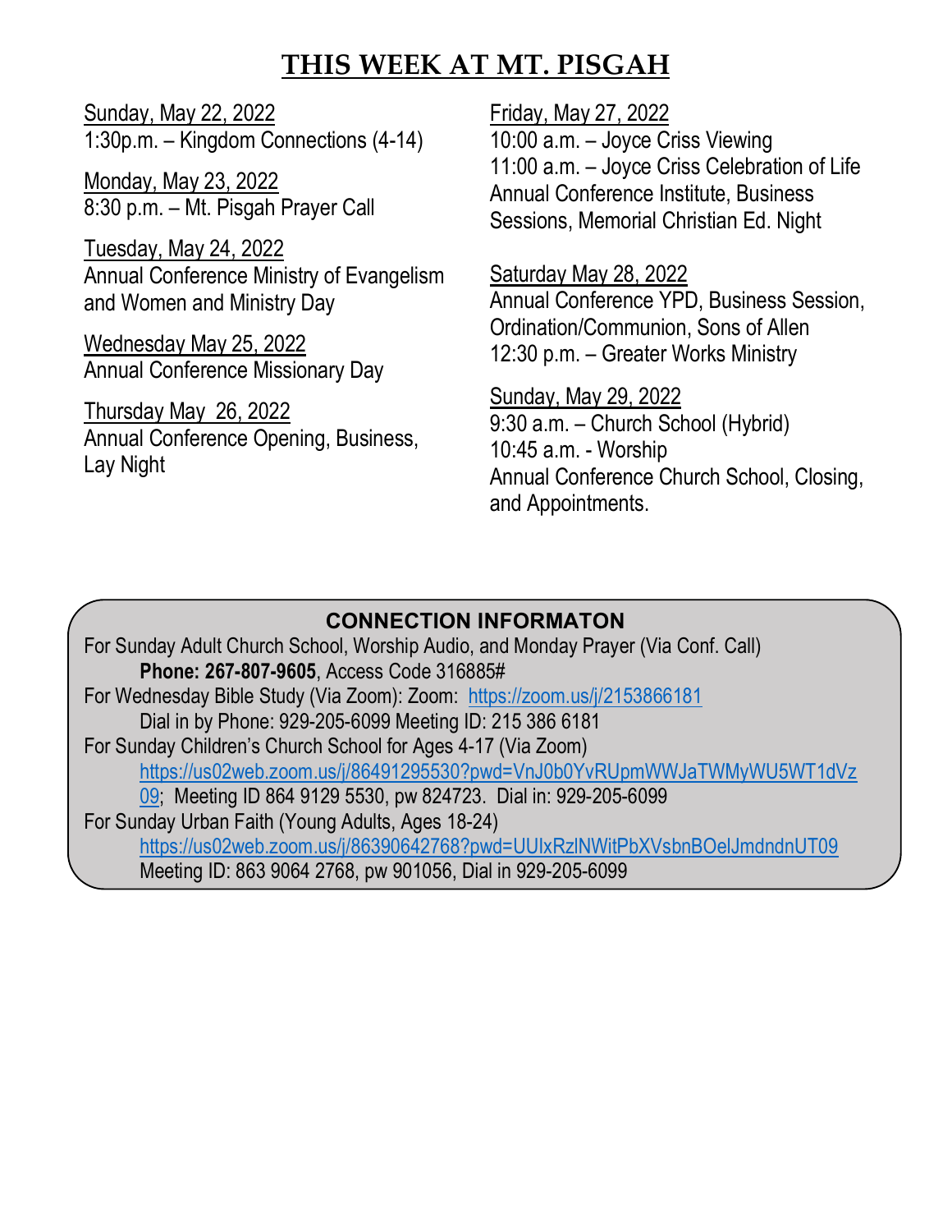# THIS WEEK AT MT. PISGAH

Sunday, May 22, 2022
1:30p.m. – Kingdom Connections (4-14)

Monday, May 23, 2022
8:30 p.m. – Mt. Pisgah Prayer Call

Tuesday, May 24, 2022
Annual Conference Ministry of Evangelism and Women and Ministry Day

Wednesday May 25, 2022
Annual Conference Missionary Day

Thursday May 26, 2022
Annual Conference Opening, Business, Lay Night

Friday, May 27, 2022
10:00 a.m. – Joyce Criss Viewing
11:00 a.m. – Joyce Criss Celebration of Life
Annual Conference Institute, Business Sessions, Memorial Christian Ed. Night

Saturday May 28, 2022
Annual Conference YPD, Business Session, Ordination/Communion, Sons of Allen
12:30 p.m. – Greater Works Ministry

Sunday, May 29, 2022
9:30 a.m. – Church School (Hybrid)
10:45 a.m. - Worship
Annual Conference Church School, Closing, and Appointments.

## CONNECTION INFORMATON

For Sunday Adult Church School, Worship Audio, and Monday Prayer (Via Conf. Call)
**Phone: 267-807-9605**, Access Code 316885#

For Wednesday Bible Study (Via Zoom): Zoom: https://zoom.us/j/2153866181
Dial in by Phone: 929-205-6099 Meeting ID: 215 386 6181

For Sunday Children's Church School for Ages 4-17 (Via Zoom)
https://us02web.zoom.us/j/86491295530?pwd=VnJ0b0YvRUpmWWJaTWMyWU5WT1dVz09; Meeting ID 864 9129 5530, pw 824723. Dial in: 929-205-6099

For Sunday Urban Faith (Young Adults, Ages 18-24)
https://us02web.zoom.us/j/86390642768?pwd=UUlxRzlNWitPbXVsbnBOelJmdndnUT09
Meeting ID: 863 9064 2768, pw 901056, Dial in 929-205-6099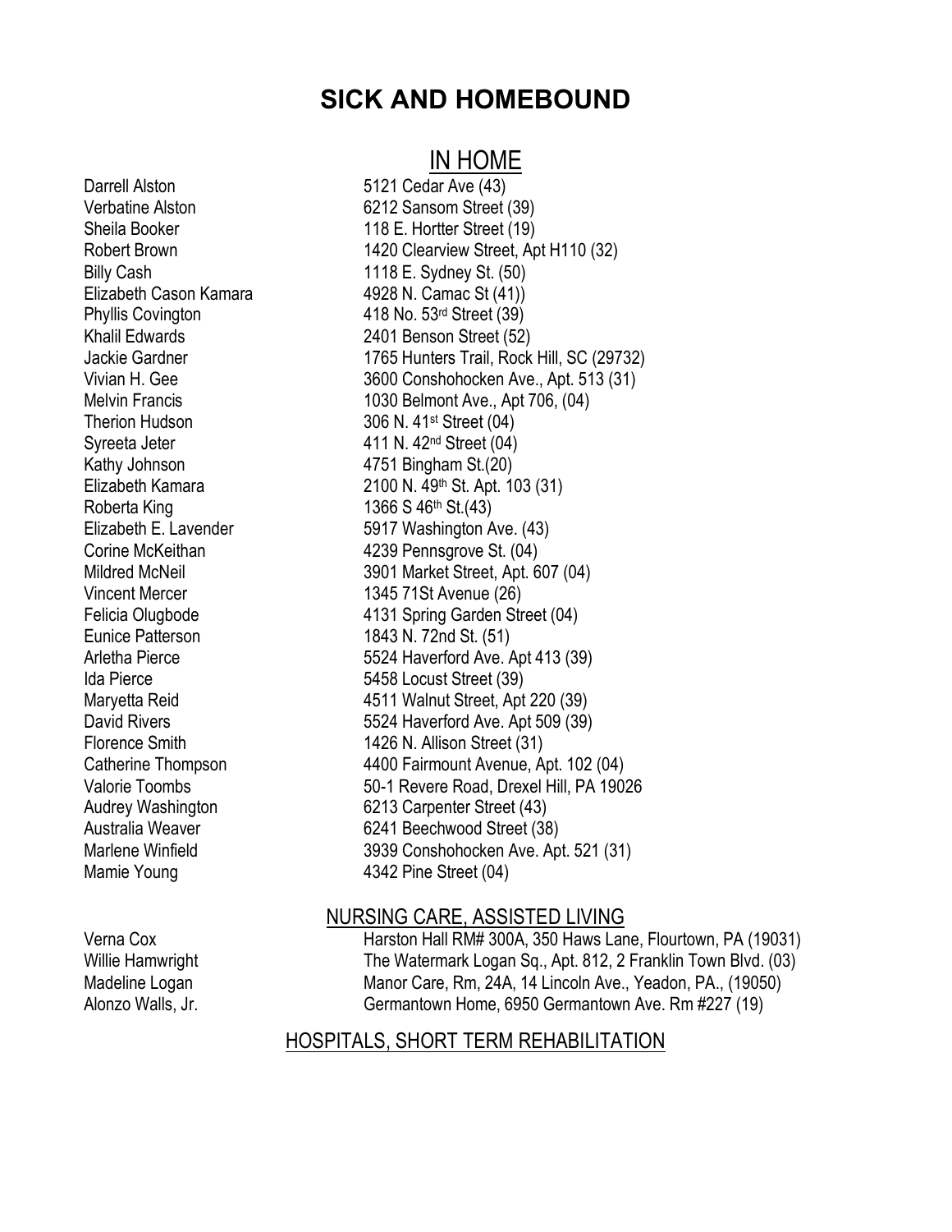# SICK AND HOMEBOUND

## IN HOME

| | |
|---|---|
| Darrell Alston | 5121 Cedar Ave (43) |
| Verbatine Alston | 6212 Sansom Street (39) |
| Sheila Booker | 118 E. Hortter Street (19) |
| Robert Brown | 1420 Clearview Street, Apt H110 (32) |
| Billy Cash | 1118 E. Sydney St. (50) |
| Elizabeth Cason Kamara | 4928 N. Camac St (41)) |
| Phyllis Covington | 418 No. 53rd Street (39) |
| Khalil Edwards | 2401 Benson Street (52) |
| Jackie Gardner | 1765 Hunters Trail, Rock Hill, SC (29732) |
| Vivian H. Gee | 3600 Conshohocken Ave., Apt. 513 (31) |
| Melvin Francis | 1030 Belmont Ave., Apt 706, (04) |
| Therion Hudson | 306 N. 41st Street (04) |
| Syreeta Jeter | 411 N. 42nd Street (04) |
| Kathy Johnson | 4751 Bingham St.(20) |
| Elizabeth Kamara | 2100 N. 49th St. Apt. 103 (31) |
| Roberta King | 1366 S 46th St.(43) |
| Elizabeth E. Lavender | 5917 Washington Ave. (43) |
| Corine McKeithan | 4239 Pennsgrove St. (04) |
| Mildred McNeil | 3901 Market Street, Apt. 607 (04) |
| Vincent Mercer | 1345 71St Avenue (26) |
| Felicia Olugbode | 4131 Spring Garden Street (04) |
| Eunice Patterson | 1843 N. 72nd St. (51) |
| Arletha Pierce | 5524 Haverford Ave. Apt 413 (39) |
| Ida Pierce | 5458 Locust Street (39) |
| Maryetta Reid | 4511 Walnut Street, Apt 220 (39) |
| David Rivers | 5524 Haverford Ave. Apt 509 (39) |
| Florence Smith | 1426 N. Allison Street (31) |
| Catherine Thompson | 4400 Fairmount Avenue, Apt. 102 (04) |
| Valorie Toombs | 50-1 Revere Road, Drexel Hill, PA 19026 |
| Audrey Washington | 6213 Carpenter Street (43) |
| Australia Weaver | 6241 Beechwood Street (38) |
| Marlene Winfield | 3939 Conshohocken Ave. Apt. 521 (31) |
| Mamie Young | 4342 Pine Street (04) |

## NURSING CARE, ASSISTED LIVING

| | |
|---|---|
| Verna Cox | Harston Hall RM# 300A, 350 Haws Lane, Flourtown, PA (19031) |
| Willie Hamwright | The Watermark Logan Sq., Apt. 812, 2 Franklin Town Blvd. (03) |
| Madeline Logan | Manor Care, Rm, 24A, 14 Lincoln Ave., Yeadon, PA., (19050) |
| Alonzo Walls, Jr. | Germantown Home, 6950 Germantown Ave. Rm #227 (19) |

## HOSPITALS, SHORT TERM REHABILITATION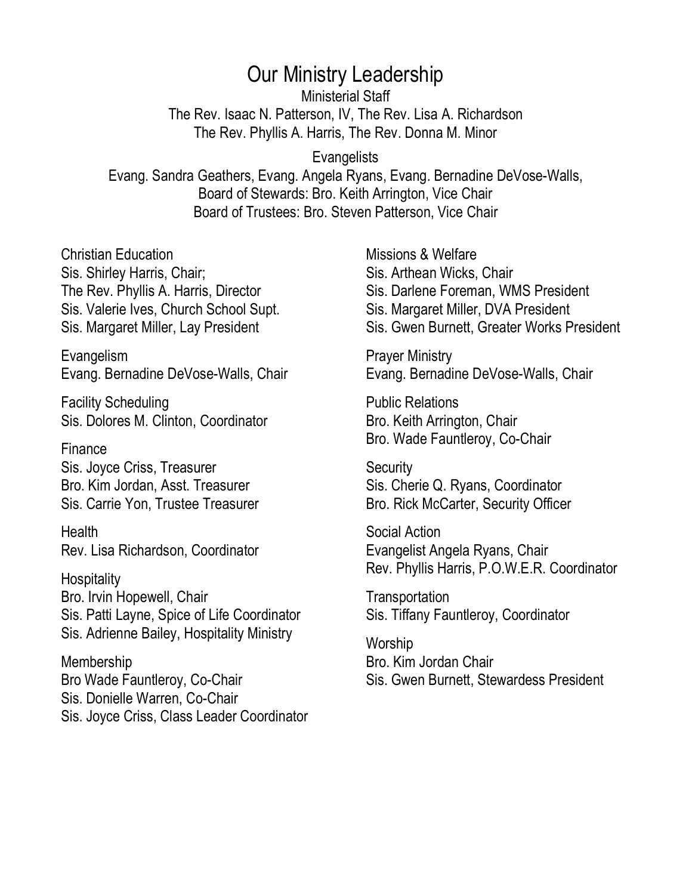# Our Ministry Leadership

Ministerial Staff

The Rev. Isaac N. Patterson, IV, The Rev. Lisa A. Richardson
The Rev. Phyllis A. Harris, The Rev. Donna M. Minor

Evangelists

Evang. Sandra Geathers, Evang. Angela Ryans, Evang. Bernadine DeVose-Walls,
Board of Stewards: Bro. Keith Arrington, Vice Chair
Board of Trustees: Bro. Steven Patterson, Vice Chair

Christian Education
Sis. Shirley Harris, Chair;
The Rev. Phyllis A. Harris, Director
Sis. Valerie Ives, Church School Supt.
Sis. Margaret Miller, Lay President

Evangelism
Evang. Bernadine DeVose-Walls, Chair

Facility Scheduling
Sis. Dolores M. Clinton, Coordinator

Finance
Sis. Joyce Criss, Treasurer
Bro. Kim Jordan, Asst. Treasurer
Sis. Carrie Yon, Trustee Treasurer

Health
Rev. Lisa Richardson, Coordinator

Hospitality
Bro. Irvin Hopewell, Chair
Sis. Patti Layne, Spice of Life Coordinator
Sis. Adrienne Bailey, Hospitality Ministry

Membership
Bro Wade Fauntleroy, Co-Chair
Sis. Donielle Warren, Co-Chair
Sis. Joyce Criss, Class Leader Coordinator

Missions & Welfare
Sis. Arthean Wicks, Chair
Sis. Darlene Foreman, WMS President
Sis. Margaret Miller, DVA President
Sis. Gwen Burnett, Greater Works President

Prayer Ministry
Evang. Bernadine DeVose-Walls, Chair

Public Relations
Bro. Keith Arrington, Chair
Bro. Wade Fauntleroy, Co-Chair

Security
Sis. Cherie Q. Ryans, Coordinator
Bro. Rick McCarter, Security Officer

Social Action
Evangelist Angela Ryans, Chair
Rev. Phyllis Harris, P.O.W.E.R. Coordinator

Transportation
Sis. Tiffany Fauntleroy, Coordinator

Worship
Bro. Kim Jordan Chair
Sis. Gwen Burnett, Stewardess President